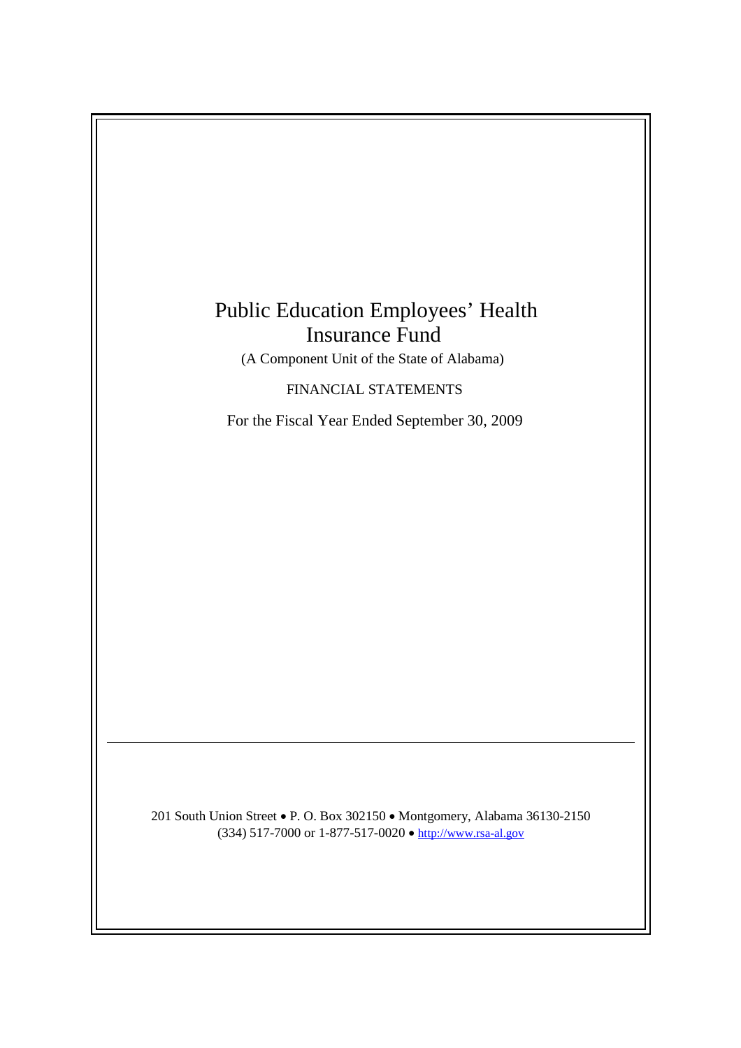# Public Education Employees' Health Insurance Fund

(A Component Unit of the State of Alabama)

FINANCIAL STATEMENTS

For the Fiscal Year Ended September 30, 2009

---

201 South Union Street • P. O. Box 302150 • Montgomery, Alabama 36130-2150
(334) 517-7000 or 1-877-517-0020 • http://www.rsa-al.gov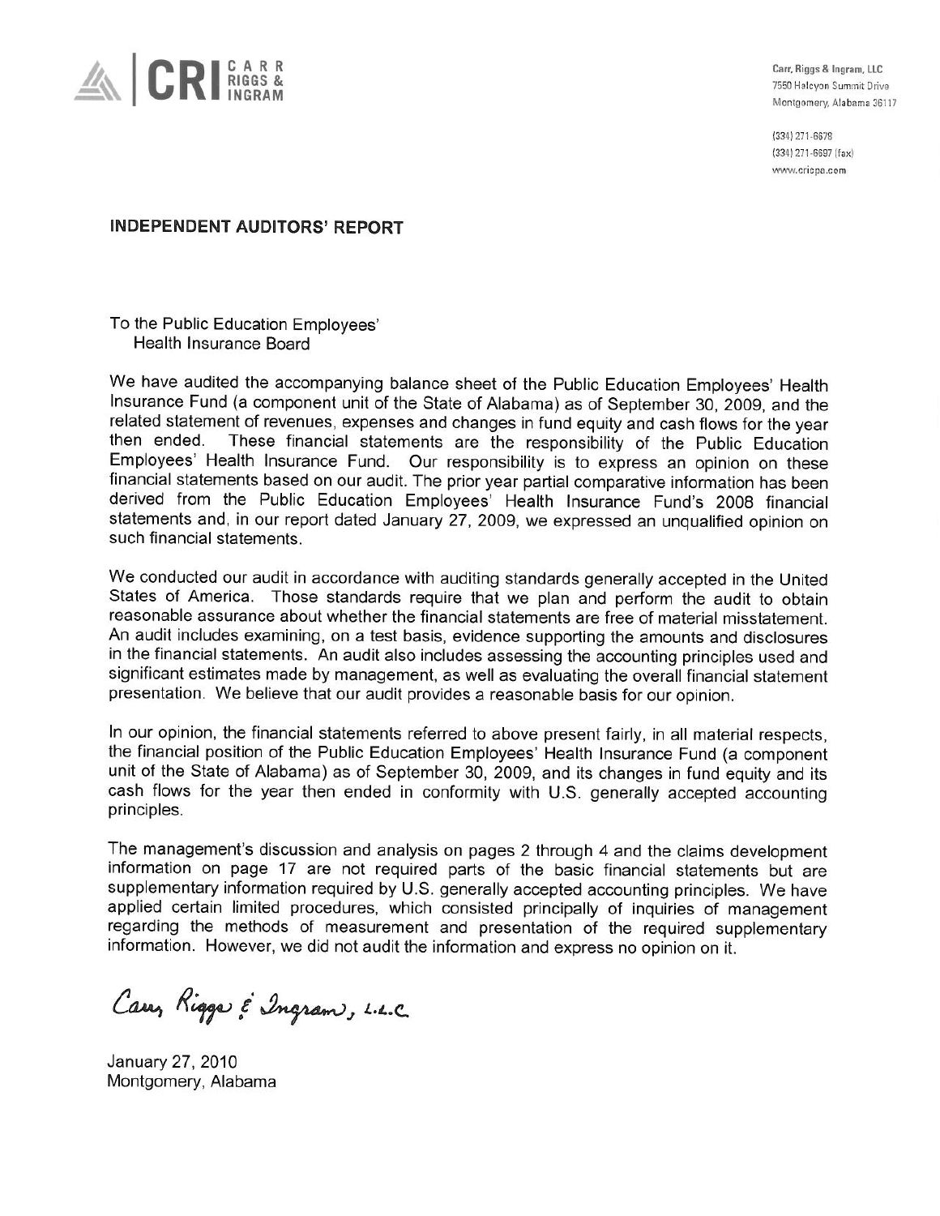CRI | CARR RIGGS & INGRAM

Carr, Riggs & Ingram, LLC
7550 Halcyon Summit Drive
Montgomery, Alabama 36117

(334) 271-6678
(334) 271-6697 (fax)
www.cricpa.com

## INDEPENDENT AUDITORS' REPORT

To the Public Education Employees'
Health Insurance Board

We have audited the accompanying balance sheet of the Public Education Employees' Health Insurance Fund (a component unit of the State of Alabama) as of September 30, 2009, and the related statement of revenues, expenses and changes in fund equity and cash flows for the year then ended. These financial statements are the responsibility of the Public Education Employees' Health Insurance Fund. Our responsibility is to express an opinion on these financial statements based on our audit. The prior year partial comparative information has been derived from the Public Education Employees' Health Insurance Fund's 2008 financial statements and, in our report dated January 27, 2009, we expressed an unqualified opinion on such financial statements.

We conducted our audit in accordance with auditing standards generally accepted in the United States of America. Those standards require that we plan and perform the audit to obtain reasonable assurance about whether the financial statements are free of material misstatement. An audit includes examining, on a test basis, evidence supporting the amounts and disclosures in the financial statements. An audit also includes assessing the accounting principles used and significant estimates made by management, as well as evaluating the overall financial statement presentation. We believe that our audit provides a reasonable basis for our opinion.

In our opinion, the financial statements referred to above present fairly, in all material respects, the financial position of the Public Education Employees' Health Insurance Fund (a component unit of the State of Alabama) as of September 30, 2009, and its changes in fund equity and its cash flows for the year then ended in conformity with U.S. generally accepted accounting principles.

The management's discussion and analysis on pages 2 through 4 and the claims development information on page 17 are not required parts of the basic financial statements but are supplementary information required by U.S. generally accepted accounting principles. We have applied certain limited procedures, which consisted principally of inquiries of management regarding the methods of measurement and presentation of the required supplementary information. However, we did not audit the information and express no opinion on it.

*Carr, Riggs & Ingram, L.L.C.*

January 27, 2010
Montgomery, Alabama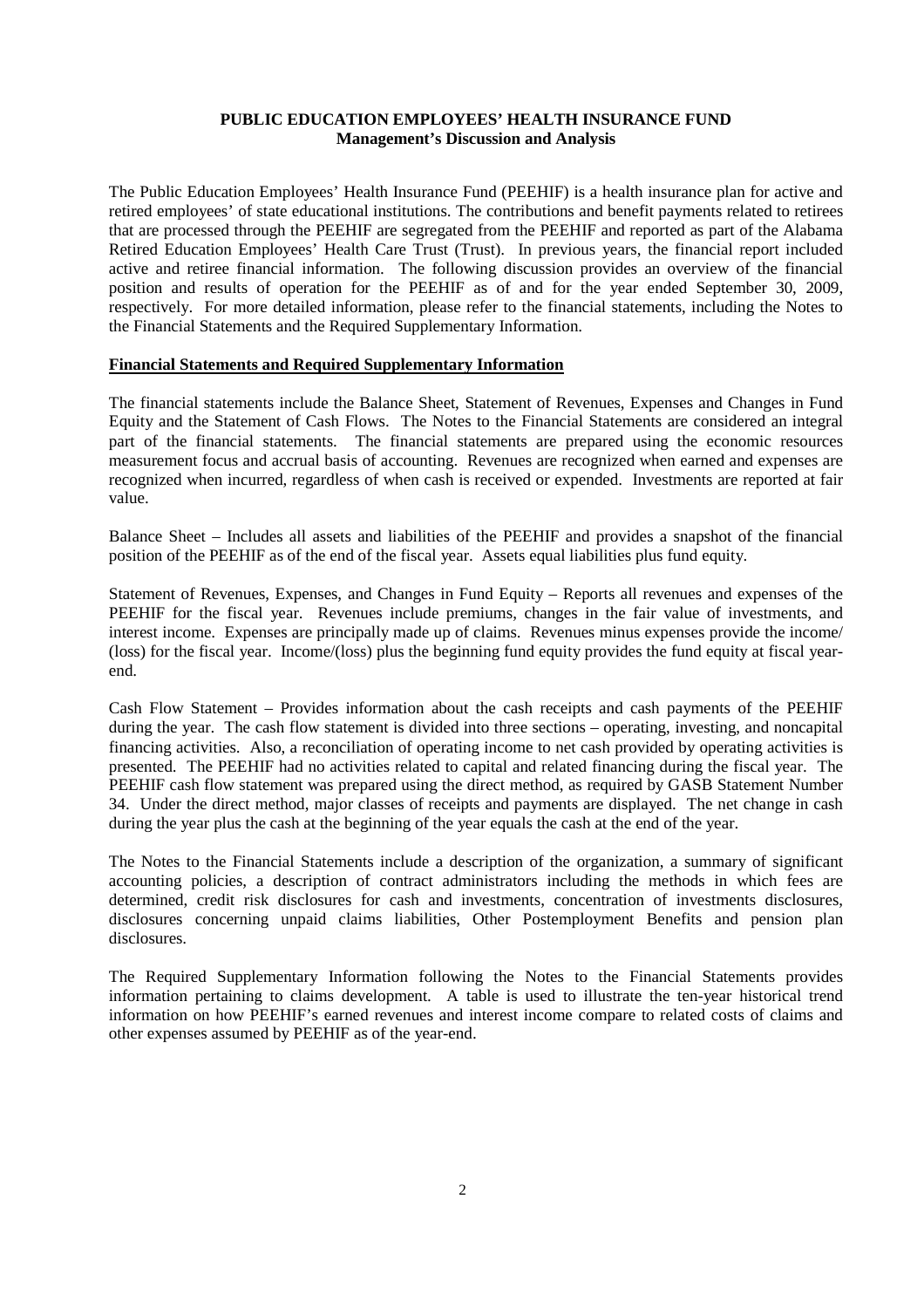**PUBLIC EDUCATION EMPLOYEES' HEALTH INSURANCE FUND**
**Management's Discussion and Analysis**

The Public Education Employees' Health Insurance Fund (PEEHIF) is a health insurance plan for active and retired employees' of state educational institutions. The contributions and benefit payments related to retirees that are processed through the PEEHIF are segregated from the PEEHIF and reported as part of the Alabama Retired Education Employees' Health Care Trust (Trust). In previous years, the financial report included active and retiree financial information. The following discussion provides an overview of the financial position and results of operation for the PEEHIF as of and for the year ended September 30, 2009, respectively. For more detailed information, please refer to the financial statements, including the Notes to the Financial Statements and the Required Supplementary Information.

**Financial Statements and Required Supplementary Information**

The financial statements include the Balance Sheet, Statement of Revenues, Expenses and Changes in Fund Equity and the Statement of Cash Flows. The Notes to the Financial Statements are considered an integral part of the financial statements. The financial statements are prepared using the economic resources measurement focus and accrual basis of accounting. Revenues are recognized when earned and expenses are recognized when incurred, regardless of when cash is received or expended. Investments are reported at fair value.

Balance Sheet – Includes all assets and liabilities of the PEEHIF and provides a snapshot of the financial position of the PEEHIF as of the end of the fiscal year. Assets equal liabilities plus fund equity.

Statement of Revenues, Expenses, and Changes in Fund Equity – Reports all revenues and expenses of the PEEHIF for the fiscal year. Revenues include premiums, changes in the fair value of investments, and interest income. Expenses are principally made up of claims. Revenues minus expenses provide the income/(loss) for the fiscal year. Income/(loss) plus the beginning fund equity provides the fund equity at fiscal year-end.

Cash Flow Statement – Provides information about the cash receipts and cash payments of the PEEHIF during the year. The cash flow statement is divided into three sections – operating, investing, and noncapital financing activities. Also, a reconciliation of operating income to net cash provided by operating activities is presented. The PEEHIF had no activities related to capital and related financing during the fiscal year. The PEEHIF cash flow statement was prepared using the direct method, as required by GASB Statement Number 34. Under the direct method, major classes of receipts and payments are displayed. The net change in cash during the year plus the cash at the beginning of the year equals the cash at the end of the year.

The Notes to the Financial Statements include a description of the organization, a summary of significant accounting policies, a description of contract administrators including the methods in which fees are determined, credit risk disclosures for cash and investments, concentration of investments disclosures, disclosures concerning unpaid claims liabilities, Other Postemployment Benefits and pension plan disclosures.

The Required Supplementary Information following the Notes to the Financial Statements provides information pertaining to claims development. A table is used to illustrate the ten-year historical trend information on how PEEHIF's earned revenues and interest income compare to related costs of claims and other expenses assumed by PEEHIF as of the year-end.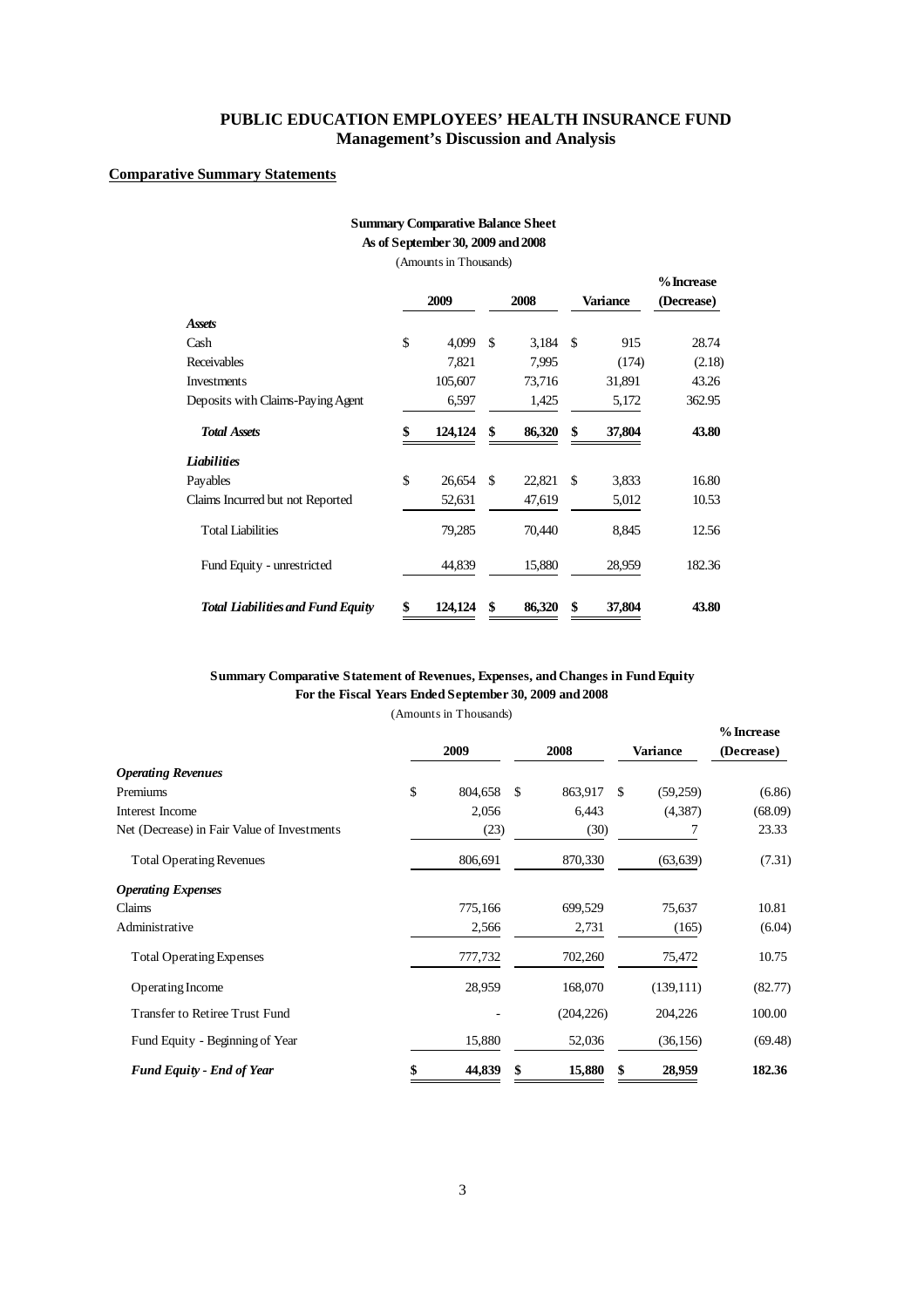# PUBLIC EDUCATION EMPLOYEES' HEALTH INSURANCE FUND
## Management's Discussion and Analysis

**Comparative Summary Statements**

**Summary Comparative Balance Sheet**
**As of September 30, 2009 and 2008**
(Amounts in Thousands)

| | 2009 | 2008 | Variance | % Increase (Decrease) |
|---|---|---|---|---|
| ***Assets*** | | | | |
| Cash | $ 4,099 | $ 3,184 | $ 915 | 28.74 |
| Receivables | 7,821 | 7,995 | (174) | (2.18) |
| Investments | 105,607 | 73,716 | 31,891 | 43.26 |
| Deposits with Claims-Paying Agent | 6,597 | 1,425 | 5,172 | 362.95 |
| ***Total Assets*** | **$ 124,124** | **$ 86,320** | **$ 37,804** | **43.80** |
| ***Liabilities*** | | | | |
| Payables | $ 26,654 | $ 22,821 | $ 3,833 | 16.80 |
| Claims Incurred but not Reported | 52,631 | 47,619 | 5,012 | 10.53 |
| Total Liabilities | 79,285 | 70,440 | 8,845 | 12.56 |
| Fund Equity - unrestricted | 44,839 | 15,880 | 28,959 | 182.36 |
| ***Total Liabilities and Fund Equity*** | **$ 124,124** | **$ 86,320** | **$ 37,804** | **43.80** |

**Summary Comparative Statement of Revenues, Expenses, and Changes in Fund Equity**
**For the Fiscal Years Ended September 30, 2009 and 2008**
(Amounts in Thousands)

| | 2009 | 2008 | Variance | % Increase (Decrease) |
|---|---|---|---|---|
| ***Operating Revenues*** | | | | |
| Premiums | $ 804,658 | $ 863,917 | $ (59,259) | (6.86) |
| Interest Income | 2,056 | 6,443 | (4,387) | (68.09) |
| Net (Decrease) in Fair Value of Investments | (23) | (30) | 7 | 23.33 |
| Total Operating Revenues | 806,691 | 870,330 | (63,639) | (7.31) |
| ***Operating Expenses*** | | | | |
| Claims | 775,166 | 699,529 | 75,637 | 10.81 |
| Administrative | 2,566 | 2,731 | (165) | (6.04) |
| Total Operating Expenses | 777,732 | 702,260 | 75,472 | 10.75 |
| Operating Income | 28,959 | 168,070 | (139,111) | (82.77) |
| Transfer to Retiree Trust Fund | - | (204,226) | 204,226 | 100.00 |
| Fund Equity - Beginning of Year | 15,880 | 52,036 | (36,156) | (69.48) |
| ***Fund Equity - End of Year*** | **$ 44,839** | **$ 15,880** | **$ 28,959** | **182.36** |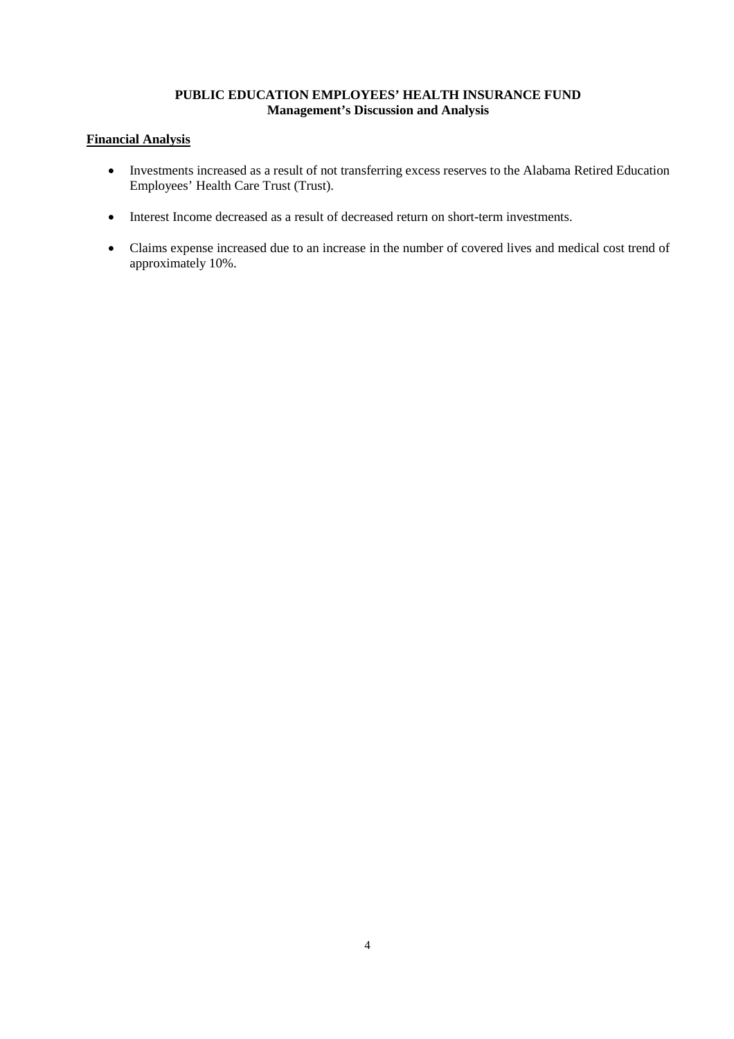**PUBLIC EDUCATION EMPLOYEES' HEALTH INSURANCE FUND**
**Management's Discussion and Analysis**

## Financial Analysis

- Investments increased as a result of not transferring excess reserves to the Alabama Retired Education Employees' Health Care Trust (Trust).
- Interest Income decreased as a result of decreased return on short-term investments.
- Claims expense increased due to an increase in the number of covered lives and medical cost trend of approximately 10%.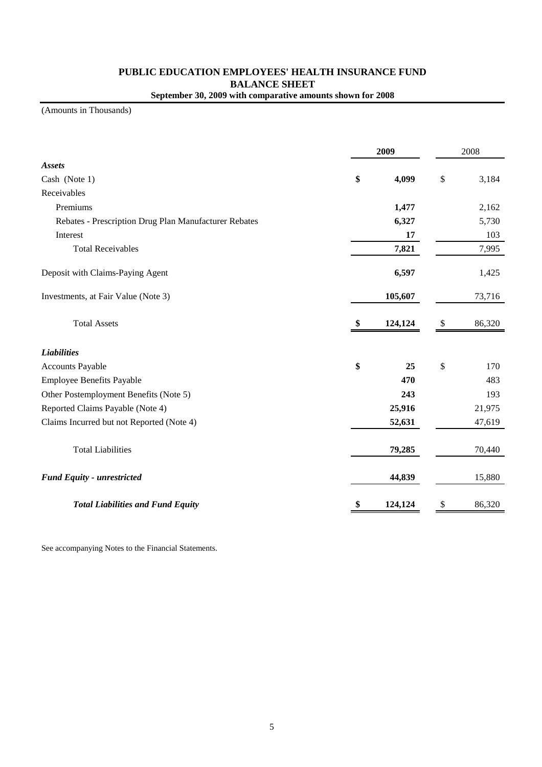# PUBLIC EDUCATION EMPLOYEES' HEALTH INSURANCE FUND
## BALANCE SHEET
### September 30, 2009 with comparative amounts shown for 2008

(Amounts in Thousands)

| | 2009 | 2008 |
|---|---|---|
| ***Assets*** | | |
| Cash (Note 1) | **$ 4,099** | $ 3,184 |
| Receivables | | |
| Premiums | **1,477** | 2,162 |
| Rebates - Prescription Drug Plan Manufacturer Rebates | **6,327** | 5,730 |
| Interest | **17** | 103 |
| Total Receivables | **7,821** | 7,995 |
| Deposit with Claims-Paying Agent | **6,597** | 1,425 |
| Investments, at Fair Value (Note 3) | **105,607** | 73,716 |
| Total Assets | **$ 124,124** | $ 86,320 |
| ***Liabilities*** | | |
| Accounts Payable | **$ 25** | $ 170 |
| Employee Benefits Payable | **470** | 483 |
| Other Postemployment Benefits (Note 5) | **243** | 193 |
| Reported Claims Payable (Note 4) | **25,916** | 21,975 |
| Claims Incurred but not Reported (Note 4) | **52,631** | 47,619 |
| Total Liabilities | **79,285** | 70,440 |
| ***Fund Equity - unrestricted*** | **44,839** | 15,880 |
| ***Total Liabilities and Fund Equity*** | **$ 124,124** | $ 86,320 |

See accompanying Notes to the Financial Statements.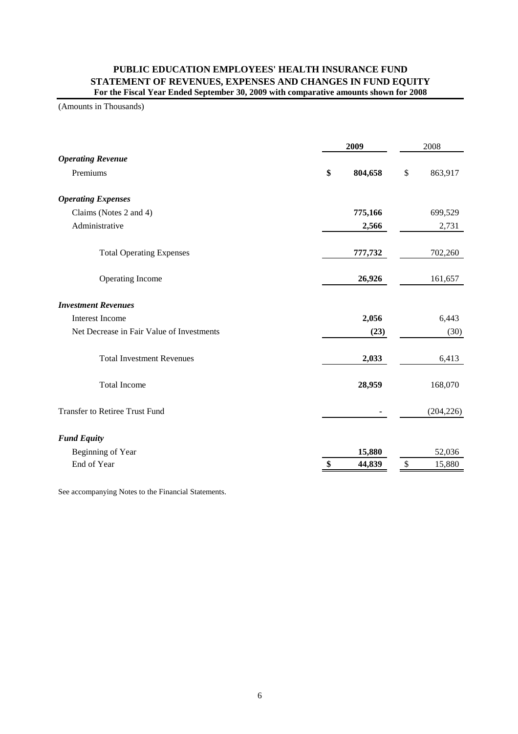# PUBLIC EDUCATION EMPLOYEES' HEALTH INSURANCE FUND
## STATEMENT OF REVENUES, EXPENSES AND CHANGES IN FUND EQUITY
**For the Fiscal Year Ended September 30, 2009 with comparative amounts shown for 2008**

(Amounts in Thousands)

| | **2009** | 2008 |
|---|---|---|
| ***Operating Revenue*** | | |
| Premiums | **$ 804,658** | $ 863,917 |
| ***Operating Expenses*** | | |
| Claims (Notes 2 and 4) | **775,166** | 699,529 |
| Administrative | **2,566** | 2,731 |
| Total Operating Expenses | **777,732** | 702,260 |
| Operating Income | **26,926** | 161,657 |
| ***Investment Revenues*** | | |
| Interest Income | **2,056** | 6,443 |
| Net Decrease in Fair Value of Investments | **(23)** | (30) |
| Total Investment Revenues | **2,033** | 6,413 |
| Total Income | **28,959** | 168,070 |
| Transfer to Retiree Trust Fund | **-** | (204,226) |
| ***Fund Equity*** | | |
| Beginning of Year | **15,880** | 52,036 |
| End of Year | **$ 44,839** | $ 15,880 |

See accompanying Notes to the Financial Statements.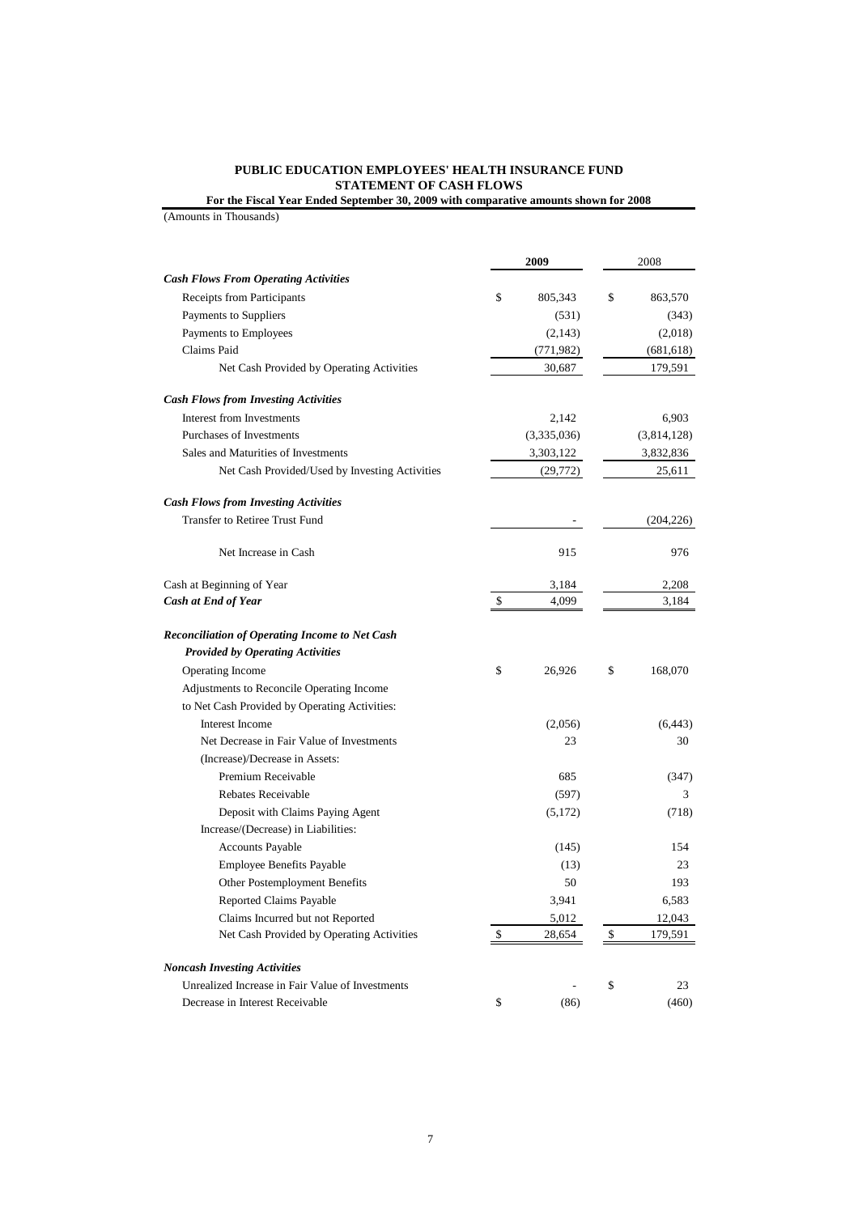**PUBLIC EDUCATION EMPLOYEES' HEALTH INSURANCE FUND**
**STATEMENT OF CASH FLOWS**
**For the Fiscal Year Ended September 30, 2009 with comparative amounts shown for 2008**

(Amounts in Thousands)

| | 2009 | 2008 |
|---|---|---|
| ***Cash Flows From Operating Activities*** | | |
| Receipts from Participants | $ 805,343 | $ 863,570 |
| Payments to Suppliers | (531) | (343) |
| Payments to Employees | (2,143) | (2,018) |
| Claims Paid | (771,982) | (681,618) |
| Net Cash Provided by Operating Activities | 30,687 | 179,591 |
| ***Cash Flows from Investing Activities*** | | |
| Interest from Investments | 2,142 | 6,903 |
| Purchases of Investments | (3,335,036) | (3,814,128) |
| Sales and Maturities of Investments | 3,303,122 | 3,832,836 |
| Net Cash Provided/Used by Investing Activities | (29,772) | 25,611 |
| ***Cash Flows from Investing Activities*** | | |
| Transfer to Retiree Trust Fund | - | (204,226) |
| Net Increase in Cash | 915 | 976 |
| Cash at Beginning of Year | 3,184 | 2,208 |
| ***Cash at End of Year*** | $ 4,099 | 3,184 |
| ***Reconciliation of Operating Income to Net Cash Provided by Operating Activities*** | | |
| Operating Income | $ 26,926 | $ 168,070 |
| Adjustments to Reconcile Operating Income to Net Cash Provided by Operating Activities: | | |
| Interest Income | (2,056) | (6,443) |
| Net Decrease in Fair Value of Investments | 23 | 30 |
| (Increase)/Decrease in Assets: | | |
| Premium Receivable | 685 | (347) |
| Rebates Receivable | (597) | 3 |
| Deposit with Claims Paying Agent | (5,172) | (718) |
| Increase/(Decrease) in Liabilities: | | |
| Accounts Payable | (145) | 154 |
| Employee Benefits Payable | (13) | 23 |
| Other Postemployment Benefits | 50 | 193 |
| Reported Claims Payable | 3,941 | 6,583 |
| Claims Incurred but not Reported | 5,012 | 12,043 |
| Net Cash Provided by Operating Activities | $ 28,654 | $ 179,591 |
| ***Noncash Investing Activities*** | | |
| Unrealized Increase in Fair Value of Investments | - | $ 23 |
| Decrease in Interest Receivable | $ (86) | (460) |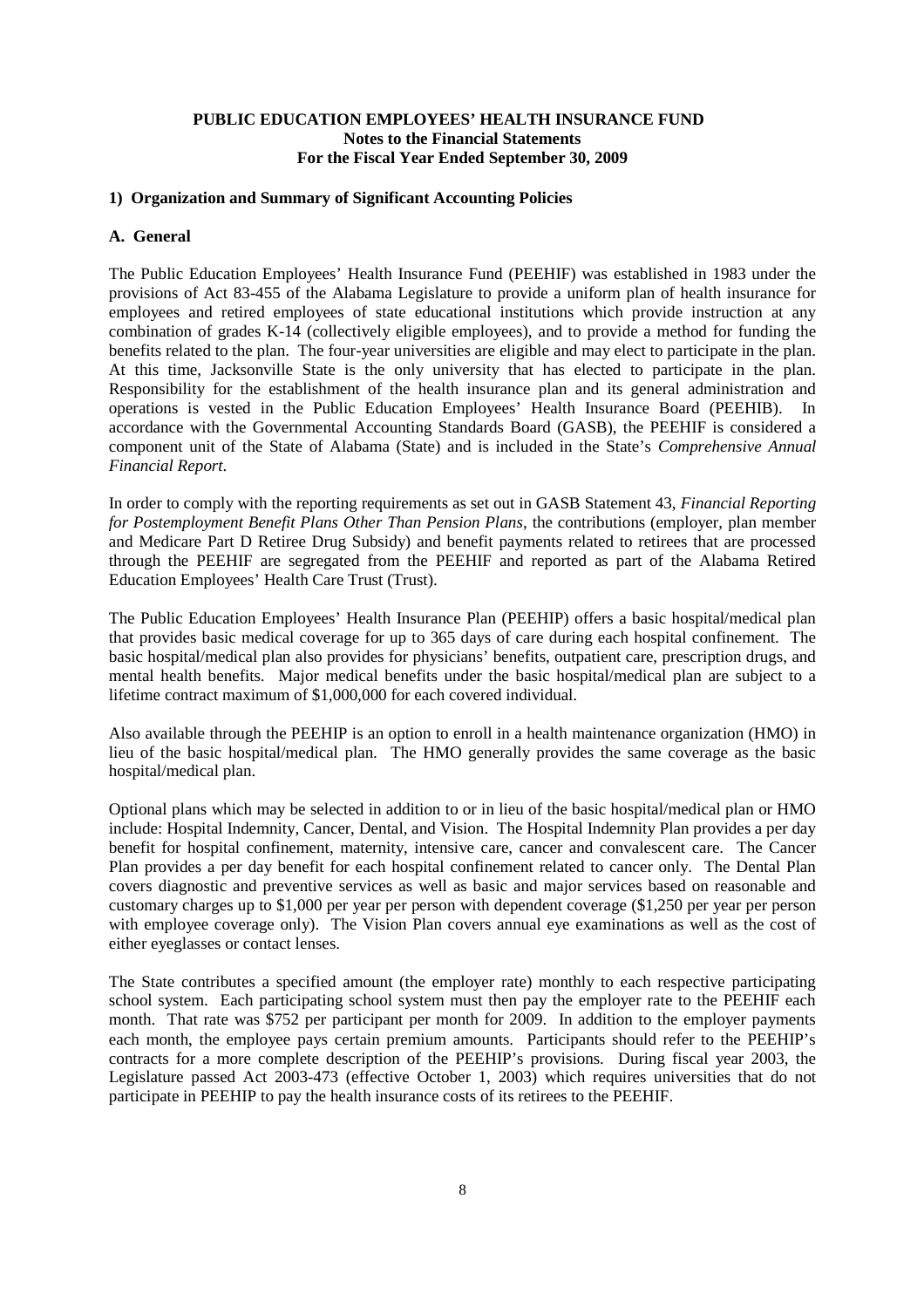**PUBLIC EDUCATION EMPLOYEES' HEALTH INSURANCE FUND**
**Notes to the Financial Statements**
**For the Fiscal Year Ended September 30, 2009**

## 1) Organization and Summary of Significant Accounting Policies

### A. General

The Public Education Employees' Health Insurance Fund (PEEHIF) was established in 1983 under the provisions of Act 83-455 of the Alabama Legislature to provide a uniform plan of health insurance for employees and retired employees of state educational institutions which provide instruction at any combination of grades K-14 (collectively eligible employees), and to provide a method for funding the benefits related to the plan. The four-year universities are eligible and may elect to participate in the plan. At this time, Jacksonville State is the only university that has elected to participate in the plan. Responsibility for the establishment of the health insurance plan and its general administration and operations is vested in the Public Education Employees' Health Insurance Board (PEEHIB). In accordance with the Governmental Accounting Standards Board (GASB), the PEEHIF is considered a component unit of the State of Alabama (State) and is included in the State's *Comprehensive Annual Financial Report*.

In order to comply with the reporting requirements as set out in GASB Statement 43, *Financial Reporting for Postemployment Benefit Plans Other Than Pension Plans*, the contributions (employer, plan member and Medicare Part D Retiree Drug Subsidy) and benefit payments related to retirees that are processed through the PEEHIF are segregated from the PEEHIF and reported as part of the Alabama Retired Education Employees' Health Care Trust (Trust).

The Public Education Employees' Health Insurance Plan (PEEHIP) offers a basic hospital/medical plan that provides basic medical coverage for up to 365 days of care during each hospital confinement. The basic hospital/medical plan also provides for physicians' benefits, outpatient care, prescription drugs, and mental health benefits. Major medical benefits under the basic hospital/medical plan are subject to a lifetime contract maximum of $1,000,000 for each covered individual.

Also available through the PEEHIP is an option to enroll in a health maintenance organization (HMO) in lieu of the basic hospital/medical plan. The HMO generally provides the same coverage as the basic hospital/medical plan.

Optional plans which may be selected in addition to or in lieu of the basic hospital/medical plan or HMO include: Hospital Indemnity, Cancer, Dental, and Vision. The Hospital Indemnity Plan provides a per day benefit for hospital confinement, maternity, intensive care, cancer and convalescent care. The Cancer Plan provides a per day benefit for each hospital confinement related to cancer only. The Dental Plan covers diagnostic and preventive services as well as basic and major services based on reasonable and customary charges up to $1,000 per year per person with dependent coverage ($1,250 per year per person with employee coverage only). The Vision Plan covers annual eye examinations as well as the cost of either eyeglasses or contact lenses.

The State contributes a specified amount (the employer rate) monthly to each respective participating school system. Each participating school system must then pay the employer rate to the PEEHIF each month. That rate was $752 per participant per month for 2009. In addition to the employer payments each month, the employee pays certain premium amounts. Participants should refer to the PEEHIP's contracts for a more complete description of the PEEHIP's provisions. During fiscal year 2003, the Legislature passed Act 2003-473 (effective October 1, 2003) which requires universities that do not participate in PEEHIP to pay the health insurance costs of its retirees to the PEEHIF.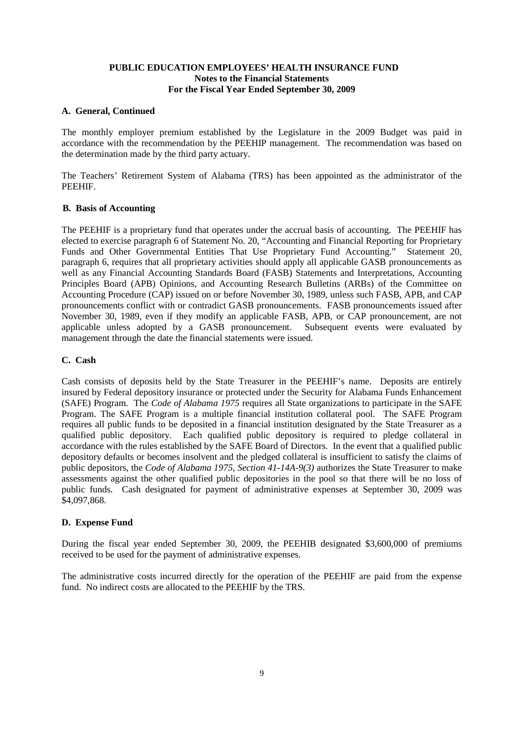**PUBLIC EDUCATION EMPLOYEES' HEALTH INSURANCE FUND**
**Notes to the Financial Statements**
**For the Fiscal Year Ended September 30, 2009**

### A. General, Continued

The monthly employer premium established by the Legislature in the 2009 Budget was paid in accordance with the recommendation by the PEEHIP management. The recommendation was based on the determination made by the third party actuary.

The Teachers' Retirement System of Alabama (TRS) has been appointed as the administrator of the PEEHIF.

### B. Basis of Accounting

The PEEHIF is a proprietary fund that operates under the accrual basis of accounting. The PEEHIF has elected to exercise paragraph 6 of Statement No. 20, "Accounting and Financial Reporting for Proprietary Funds and Other Governmental Entities That Use Proprietary Fund Accounting." Statement 20, paragraph 6, requires that all proprietary activities should apply all applicable GASB pronouncements as well as any Financial Accounting Standards Board (FASB) Statements and Interpretations, Accounting Principles Board (APB) Opinions, and Accounting Research Bulletins (ARBs) of the Committee on Accounting Procedure (CAP) issued on or before November 30, 1989, unless such FASB, APB, and CAP pronouncements conflict with or contradict GASB pronouncements. FASB pronouncements issued after November 30, 1989, even if they modify an applicable FASB, APB, or CAP pronouncement, are not applicable unless adopted by a GASB pronouncement. Subsequent events were evaluated by management through the date the financial statements were issued.

### C. Cash

Cash consists of deposits held by the State Treasurer in the PEEHIF's name. Deposits are entirely insured by Federal depository insurance or protected under the Security for Alabama Funds Enhancement (SAFE) Program. The *Code of Alabama 1975* requires all State organizations to participate in the SAFE Program. The SAFE Program is a multiple financial institution collateral pool. The SAFE Program requires all public funds to be deposited in a financial institution designated by the State Treasurer as a qualified public depository. Each qualified public depository is required to pledge collateral in accordance with the rules established by the SAFE Board of Directors. In the event that a qualified public depository defaults or becomes insolvent and the pledged collateral is insufficient to satisfy the claims of public depositors, the *Code of Alabama 1975, Section 41-14A-9(3)* authorizes the State Treasurer to make assessments against the other qualified public depositories in the pool so that there will be no loss of public funds. Cash designated for payment of administrative expenses at September 30, 2009 was $4,097,868.

### D. Expense Fund

During the fiscal year ended September 30, 2009, the PEEHIB designated $3,600,000 of premiums received to be used for the payment of administrative expenses.

The administrative costs incurred directly for the operation of the PEEHIF are paid from the expense fund. No indirect costs are allocated to the PEEHIF by the TRS.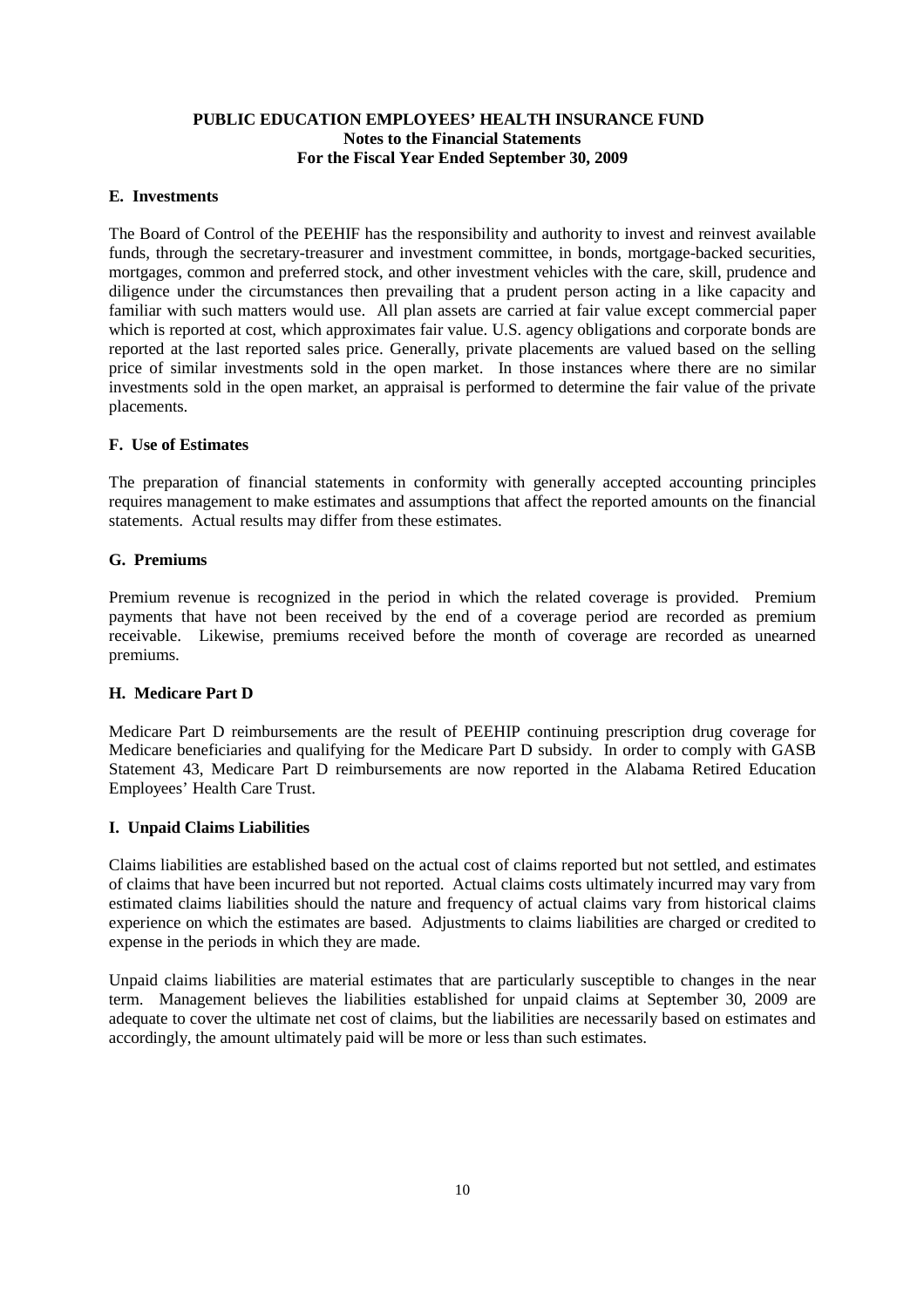## E. Investments

The Board of Control of the PEEHIF has the responsibility and authority to invest and reinvest available funds, through the secretary-treasurer and investment committee, in bonds, mortgage-backed securities, mortgages, common and preferred stock, and other investment vehicles with the care, skill, prudence and diligence under the circumstances then prevailing that a prudent person acting in a like capacity and familiar with such matters would use. All plan assets are carried at fair value except commercial paper which is reported at cost, which approximates fair value. U.S. agency obligations and corporate bonds are reported at the last reported sales price. Generally, private placements are valued based on the selling price of similar investments sold in the open market. In those instances where there are no similar investments sold in the open market, an appraisal is performed to determine the fair value of the private placements.

## F. Use of Estimates

The preparation of financial statements in conformity with generally accepted accounting principles requires management to make estimates and assumptions that affect the reported amounts on the financial statements. Actual results may differ from these estimates.

## G. Premiums

Premium revenue is recognized in the period in which the related coverage is provided. Premium payments that have not been received by the end of a coverage period are recorded as premium receivable. Likewise, premiums received before the month of coverage are recorded as unearned premiums.

## H. Medicare Part D

Medicare Part D reimbursements are the result of PEEHIP continuing prescription drug coverage for Medicare beneficiaries and qualifying for the Medicare Part D subsidy. In order to comply with GASB Statement 43, Medicare Part D reimbursements are now reported in the Alabama Retired Education Employees' Health Care Trust.

## I. Unpaid Claims Liabilities

Claims liabilities are established based on the actual cost of claims reported but not settled, and estimates of claims that have been incurred but not reported. Actual claims costs ultimately incurred may vary from estimated claims liabilities should the nature and frequency of actual claims vary from historical claims experience on which the estimates are based. Adjustments to claims liabilities are charged or credited to expense in the periods in which they are made.

Unpaid claims liabilities are material estimates that are particularly susceptible to changes in the near term. Management believes the liabilities established for unpaid claims at September 30, 2009 are adequate to cover the ultimate net cost of claims, but the liabilities are necessarily based on estimates and accordingly, the amount ultimately paid will be more or less than such estimates.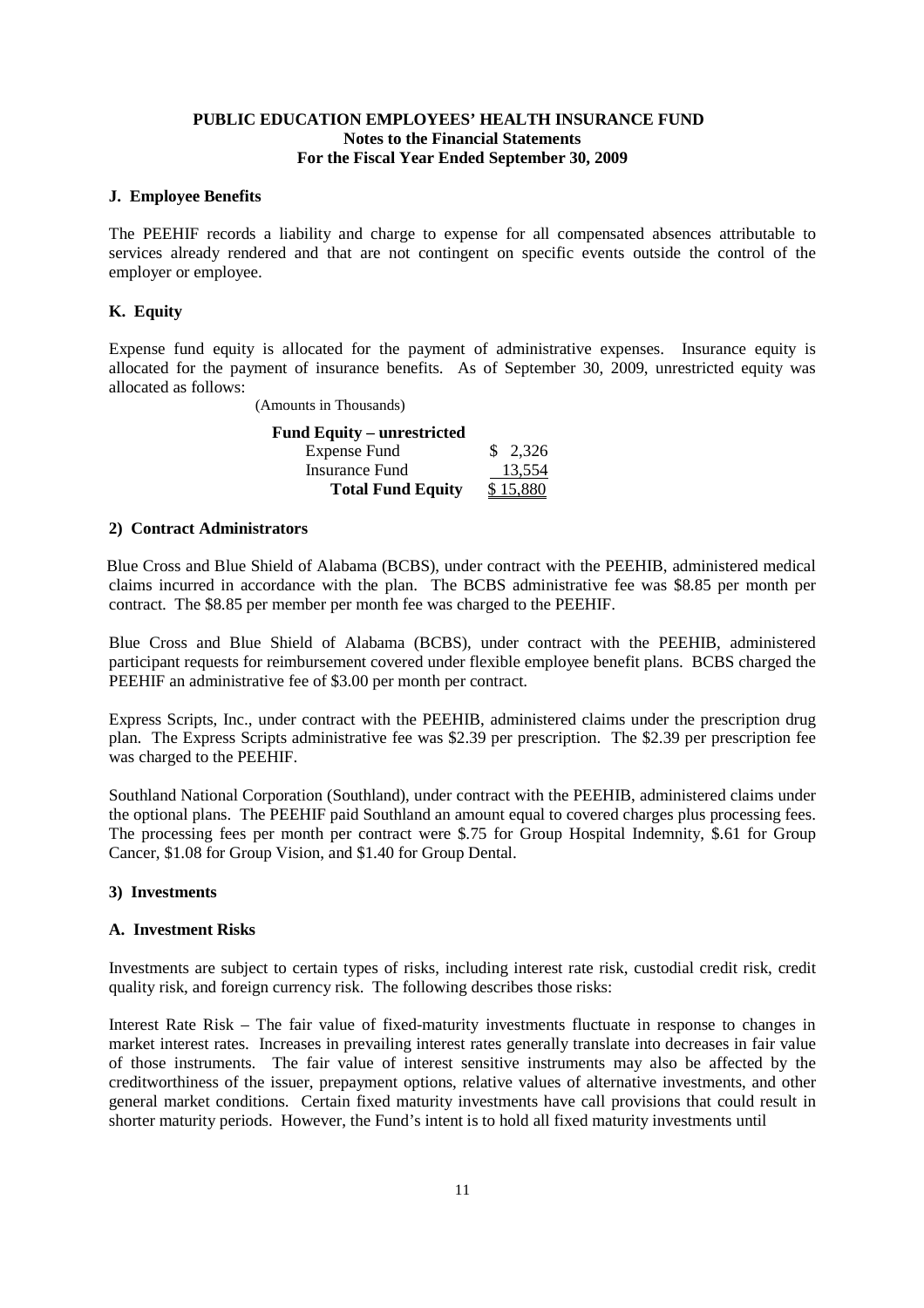**J. Employee Benefits**

The PEEHIF records a liability and charge to expense for all compensated absences attributable to services already rendered and that are not contingent on specific events outside the control of the employer or employee.

**K. Equity**

Expense fund equity is allocated for the payment of administrative expenses. Insurance equity is allocated for the payment of insurance benefits. As of September 30, 2009, unrestricted equity was allocated as follows:

(Amounts in Thousands)

| **Fund Equity – unrestricted** | |
|---|---|
| Expense Fund | $ 2,326 |
| Insurance Fund | 13,554 |
| **Total Fund Equity** | $ 15,880 |

**2) Contract Administrators**

Blue Cross and Blue Shield of Alabama (BCBS), under contract with the PEEHIB, administered medical claims incurred in accordance with the plan. The BCBS administrative fee was $8.85 per month per contract. The $8.85 per member per month fee was charged to the PEEHIF.

Blue Cross and Blue Shield of Alabama (BCBS), under contract with the PEEHIB, administered participant requests for reimbursement covered under flexible employee benefit plans. BCBS charged the PEEHIF an administrative fee of $3.00 per month per contract.

Express Scripts, Inc., under contract with the PEEHIB, administered claims under the prescription drug plan. The Express Scripts administrative fee was $2.39 per prescription. The $2.39 per prescription fee was charged to the PEEHIF.

Southland National Corporation (Southland), under contract with the PEEHIB, administered claims under the optional plans. The PEEHIF paid Southland an amount equal to covered charges plus processing fees. The processing fees per month per contract were $.75 for Group Hospital Indemnity, $.61 for Group Cancer, $1.08 for Group Vision, and $1.40 for Group Dental.

**3) Investments**

**A. Investment Risks**

Investments are subject to certain types of risks, including interest rate risk, custodial credit risk, credit quality risk, and foreign currency risk. The following describes those risks:

Interest Rate Risk – The fair value of fixed-maturity investments fluctuate in response to changes in market interest rates. Increases in prevailing interest rates generally translate into decreases in fair value of those instruments. The fair value of interest sensitive instruments may also be affected by the creditworthiness of the issuer, prepayment options, relative values of alternative investments, and other general market conditions. Certain fixed maturity investments have call provisions that could result in shorter maturity periods. However, the Fund's intent is to hold all fixed maturity investments until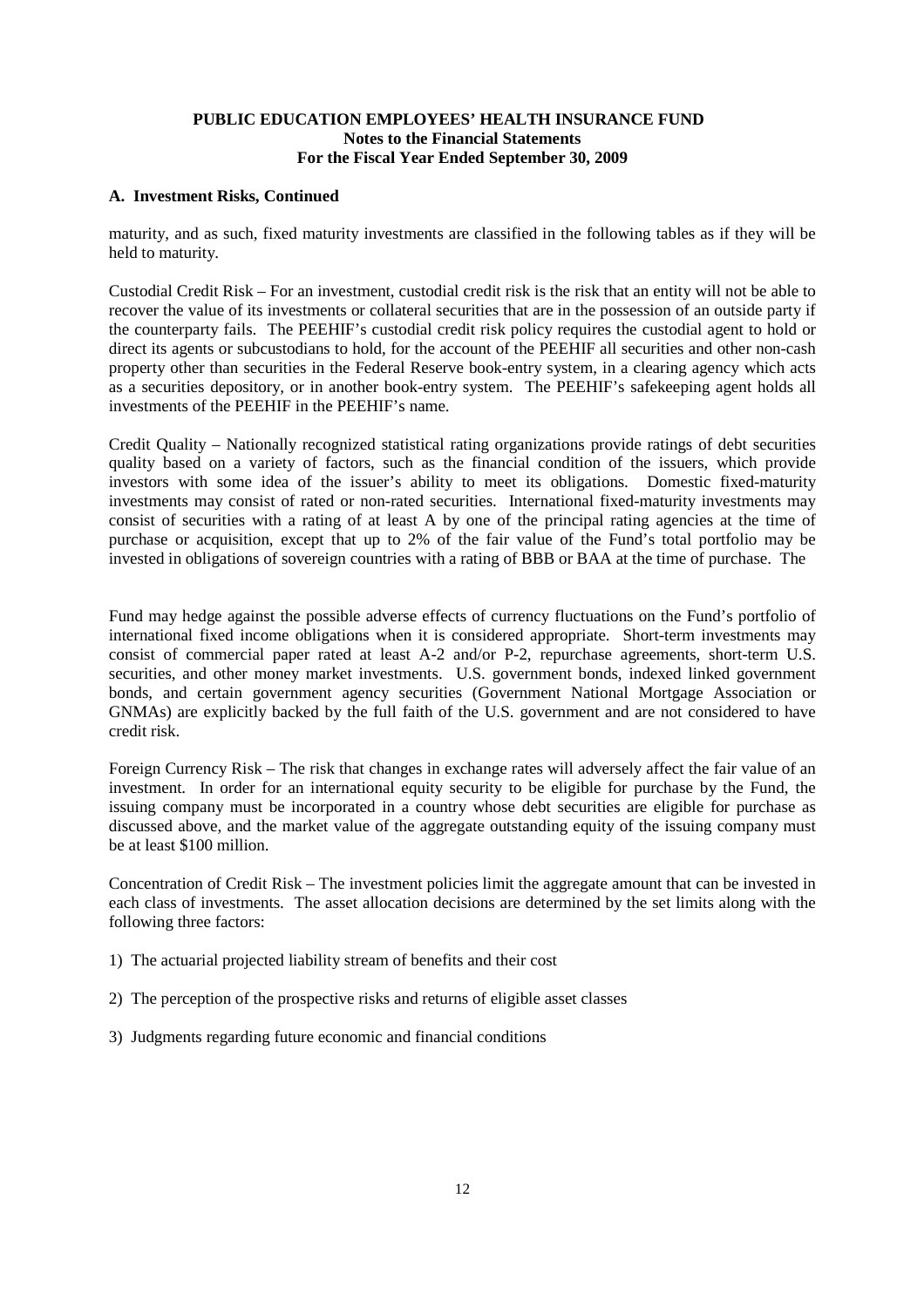**A. Investment Risks, Continued**

maturity, and as such, fixed maturity investments are classified in the following tables as if they will be held to maturity.

Custodial Credit Risk – For an investment, custodial credit risk is the risk that an entity will not be able to recover the value of its investments or collateral securities that are in the possession of an outside party if the counterparty fails. The PEEHIF's custodial credit risk policy requires the custodial agent to hold or direct its agents or subcustodians to hold, for the account of the PEEHIF all securities and other non-cash property other than securities in the Federal Reserve book-entry system, in a clearing agency which acts as a securities depository, or in another book-entry system. The PEEHIF's safekeeping agent holds all investments of the PEEHIF in the PEEHIF's name.

Credit Quality – Nationally recognized statistical rating organizations provide ratings of debt securities quality based on a variety of factors, such as the financial condition of the issuers, which provide investors with some idea of the issuer's ability to meet its obligations. Domestic fixed-maturity investments may consist of rated or non-rated securities. International fixed-maturity investments may consist of securities with a rating of at least A by one of the principal rating agencies at the time of purchase or acquisition, except that up to 2% of the fair value of the Fund's total portfolio may be invested in obligations of sovereign countries with a rating of BBB or BAA at the time of purchase. The

Fund may hedge against the possible adverse effects of currency fluctuations on the Fund's portfolio of international fixed income obligations when it is considered appropriate. Short-term investments may consist of commercial paper rated at least A-2 and/or P-2, repurchase agreements, short-term U.S. securities, and other money market investments. U.S. government bonds, indexed linked government bonds, and certain government agency securities (Government National Mortgage Association or GNMAs) are explicitly backed by the full faith of the U.S. government and are not considered to have credit risk.

Foreign Currency Risk – The risk that changes in exchange rates will adversely affect the fair value of an investment. In order for an international equity security to be eligible for purchase by the Fund, the issuing company must be incorporated in a country whose debt securities are eligible for purchase as discussed above, and the market value of the aggregate outstanding equity of the issuing company must be at least $100 million.

Concentration of Credit Risk – The investment policies limit the aggregate amount that can be invested in each class of investments. The asset allocation decisions are determined by the set limits along with the following three factors:

1) The actuarial projected liability stream of benefits and their cost

2) The perception of the prospective risks and returns of eligible asset classes

3) Judgments regarding future economic and financial conditions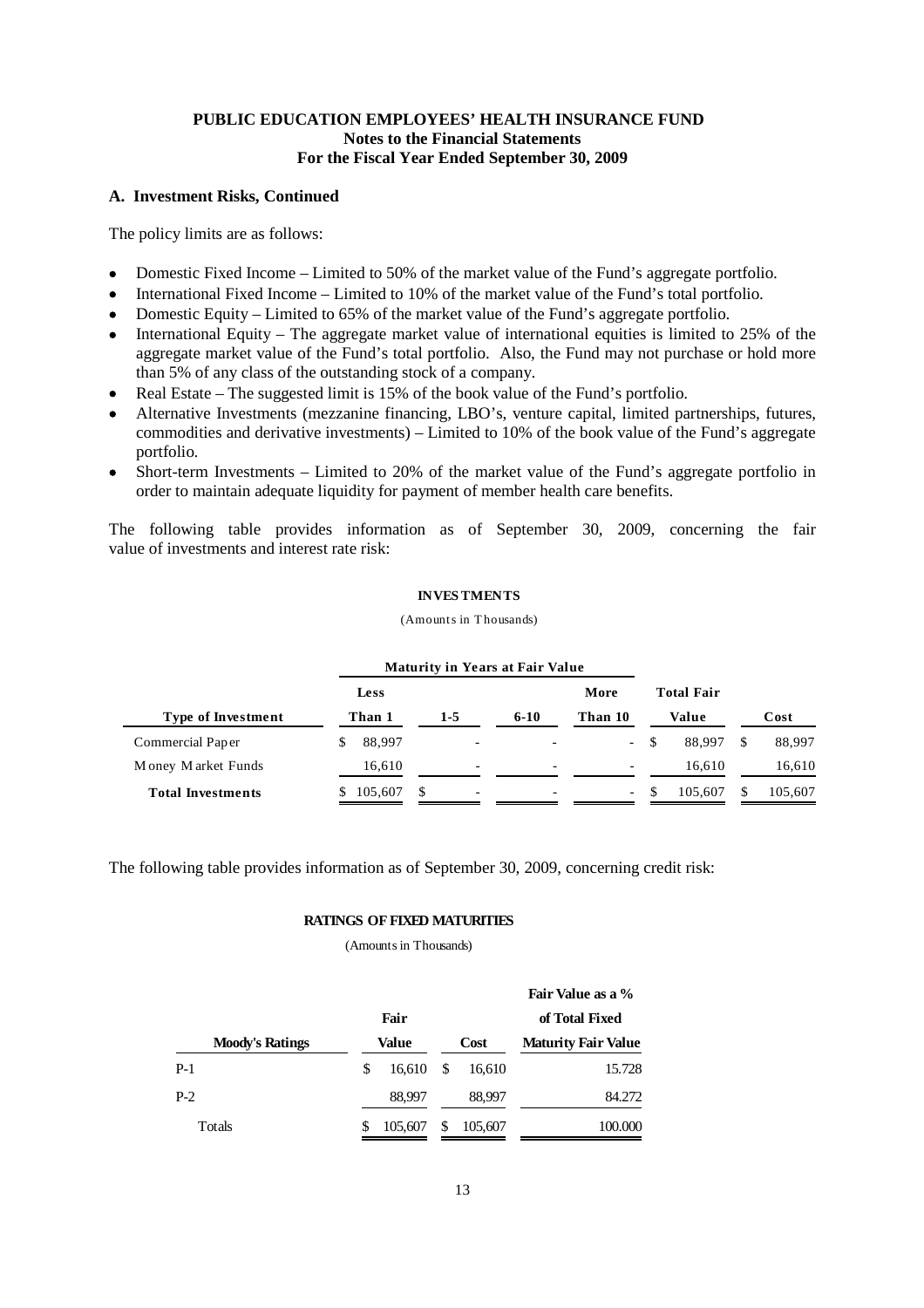**PUBLIC EDUCATION EMPLOYEES' HEALTH INSURANCE FUND**
**Notes to the Financial Statements**
**For the Fiscal Year Ended September 30, 2009**

### A. Investment Risks, Continued

The policy limits are as follows:

- Domestic Fixed Income – Limited to 50% of the market value of the Fund's aggregate portfolio.
- International Fixed Income – Limited to 10% of the market value of the Fund's total portfolio.
- Domestic Equity – Limited to 65% of the market value of the Fund's aggregate portfolio.
- International Equity – The aggregate market value of international equities is limited to 25% of the aggregate market value of the Fund's total portfolio. Also, the Fund may not purchase or hold more than 5% of any class of the outstanding stock of a company.
- Real Estate – The suggested limit is 15% of the book value of the Fund's portfolio.
- Alternative Investments (mezzanine financing, LBO's, venture capital, limited partnerships, futures, commodities and derivative investments) – Limited to 10% of the book value of the Fund's aggregate portfolio.
- Short-term Investments – Limited to 20% of the market value of the Fund's aggregate portfolio in order to maintain adequate liquidity for payment of member health care benefits.

The following table provides information as of September 30, 2009, concerning the fair value of investments and interest rate risk:

**INVESTMENTS**

(Amounts in Thousands)

| | Maturity in Years at Fair Value | | | | | |
|---|---|---|---|---|---|---|
| **Type of Investment** | **Less Than 1** | **1-5** | **6-10** | **More Than 10** | **Total Fair Value** | **Cost** |
| Commercial Paper | $ 88,997 | - | - | - | $ 88,997 | $ 88,997 |
| Money Market Funds | 16,610 | - | - | - | 16,610 | 16,610 |
| **Total Investments** | $ 105,607 | $ - | - | - | $ 105,607 | $ 105,607 |

The following table provides information as of September 30, 2009, concerning credit risk:

**RATINGS OF FIXED MATURITIES**

(Amounts in Thousands)

| Moody's Ratings | Fair Value | Cost | Fair Value as a % of Total Fixed Maturity Fair Value |
|---|---|---|---|
| P-1 | $ 16,610 | $ 16,610 | 15.728 |
| P-2 | 88,997 | 88,997 | 84.272 |
| Totals | $ 105,607 | $ 105,607 | 100.000 |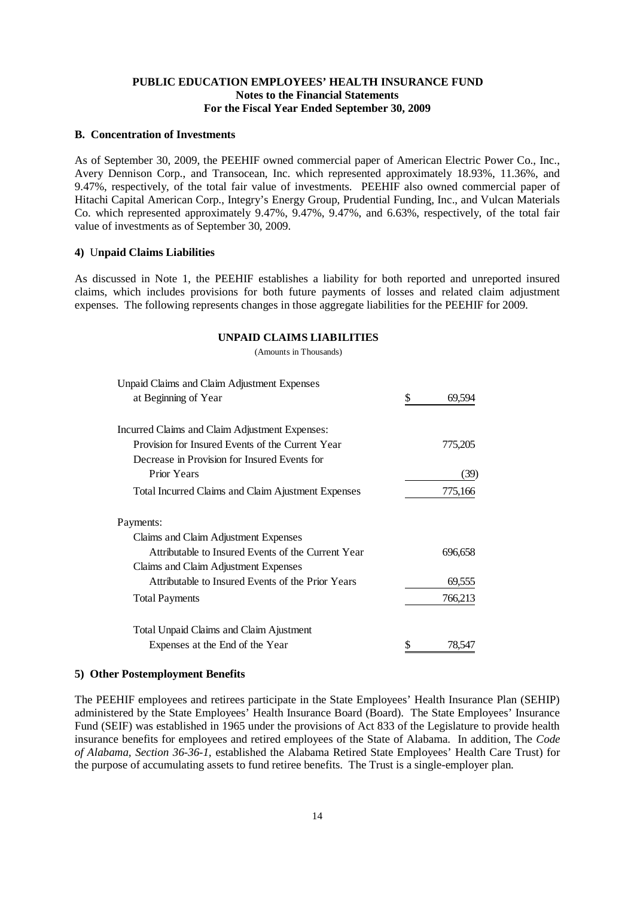### B. Concentration of Investments

As of September 30, 2009, the PEEHIF owned commercial paper of American Electric Power Co., Inc., Avery Dennison Corp., and Transocean, Inc. which represented approximately 18.93%, 11.36%, and 9.47%, respectively, of the total fair value of investments. PEEHIF also owned commercial paper of Hitachi Capital American Corp., Integry's Energy Group, Prudential Funding, Inc., and Vulcan Materials Co. which represented approximately 9.47%, 9.47%, 9.47%, and 6.63%, respectively, of the total fair value of investments as of September 30, 2009.

## 4) Unpaid Claims Liabilities

As discussed in Note 1, the PEEHIF establishes a liability for both reported and unreported insured claims, which includes provisions for both future payments of losses and related claim adjustment expenses. The following represents changes in those aggregate liabilities for the PEEHIF for 2009.

**UNPAID CLAIMS LIABILITIES**

(Amounts in Thousands)

| | |
|---|---|
| Unpaid Claims and Claim Adjustment Expenses at Beginning of Year | $ 69,594 |
| Incurred Claims and Claim Adjustment Expenses: | |
| Provision for Insured Events of the Current Year | 775,205 |
| Decrease in Provision for Insured Events for Prior Years | (39) |
| Total Incurred Claims and Claim Ajustment Expenses | 775,166 |
| Payments: | |
| Claims and Claim Adjustment Expenses Attributable to Insured Events of the Current Year | 696,658 |
| Claims and Claim Adjustment Expenses Attributable to Insured Events of the Prior Years | 69,555 |
| Total Payments | 766,213 |
| Total Unpaid Claims and Claim Ajustment Expenses at the End of the Year | $ 78,547 |

## 5) Other Postemployment Benefits

The PEEHIF employees and retirees participate in the State Employees' Health Insurance Plan (SEHIP) administered by the State Employees' Health Insurance Board (Board). The State Employees' Insurance Fund (SEIF) was established in 1965 under the provisions of Act 833 of the Legislature to provide health insurance benefits for employees and retired employees of the State of Alabama. In addition, The *Code of Alabama, Section 36-36-1*, established the Alabama Retired State Employees' Health Care Trust) for the purpose of accumulating assets to fund retiree benefits. The Trust is a single-employer plan.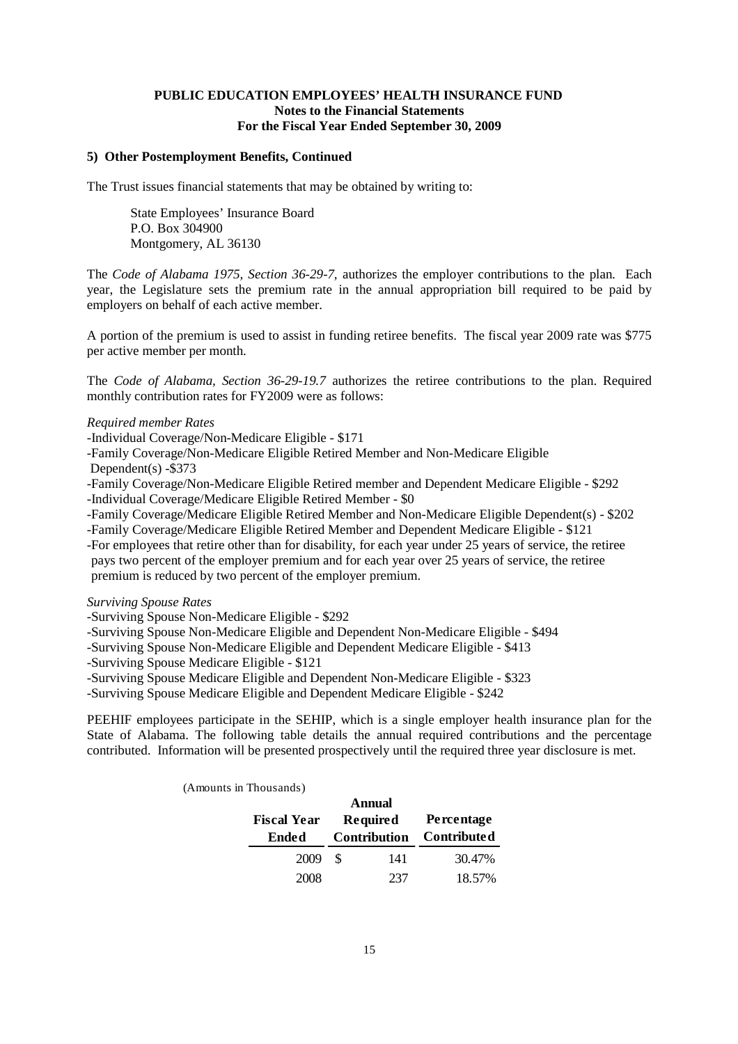**PUBLIC EDUCATION EMPLOYEES' HEALTH INSURANCE FUND**
**Notes to the Financial Statements**
**For the Fiscal Year Ended September 30, 2009**

**5) Other Postemployment Benefits, Continued**

The Trust issues financial statements that may be obtained by writing to:

State Employees' Insurance Board
P.O. Box 304900
Montgomery, AL 36130

The *Code of Alabama 1975, Section 36-29-7,* authorizes the employer contributions to the plan. Each year, the Legislature sets the premium rate in the annual appropriation bill required to be paid by employers on behalf of each active member.

A portion of the premium is used to assist in funding retiree benefits. The fiscal year 2009 rate was $775 per active member per month.

The *Code of Alabama, Section 36-29-19.7* authorizes the retiree contributions to the plan. Required monthly contribution rates for FY2009 were as follows:

*Required member Rates*

- -Individual Coverage/Non-Medicare Eligible - $171
- -Family Coverage/Non-Medicare Eligible Retired Member and Non-Medicare Eligible Dependent(s) -$373
- -Family Coverage/Non-Medicare Eligible Retired member and Dependent Medicare Eligible - $292
- -Individual Coverage/Medicare Eligible Retired Member - $0
- -Family Coverage/Medicare Eligible Retired Member and Non-Medicare Eligible Dependent(s) - $202
- -Family Coverage/Medicare Eligible Retired Member and Dependent Medicare Eligible - $121
- -For employees that retire other than for disability, for each year under 25 years of service, the retiree pays two percent of the employer premium and for each year over 25 years of service, the retiree premium is reduced by two percent of the employer premium.

*Surviving Spouse Rates*

- -Surviving Spouse Non-Medicare Eligible - $292
- -Surviving Spouse Non-Medicare Eligible and Dependent Non-Medicare Eligible - $494
- -Surviving Spouse Non-Medicare Eligible and Dependent Medicare Eligible - $413
- -Surviving Spouse Medicare Eligible - $121
- -Surviving Spouse Medicare Eligible and Dependent Non-Medicare Eligible - $323
- -Surviving Spouse Medicare Eligible and Dependent Medicare Eligible - $242

PEEHIF employees participate in the SEHIP, which is a single employer health insurance plan for the State of Alabama. The following table details the annual required contributions and the percentage contributed. Information will be presented prospectively until the required three year disclosure is met.

(Amounts in Thousands)

| Fiscal Year Ended | Annual Required Contribution | Percentage Contributed |
|---|---|---|
| 2009 | $ 141 | 30.47% |
| 2008 | 237 | 18.57% |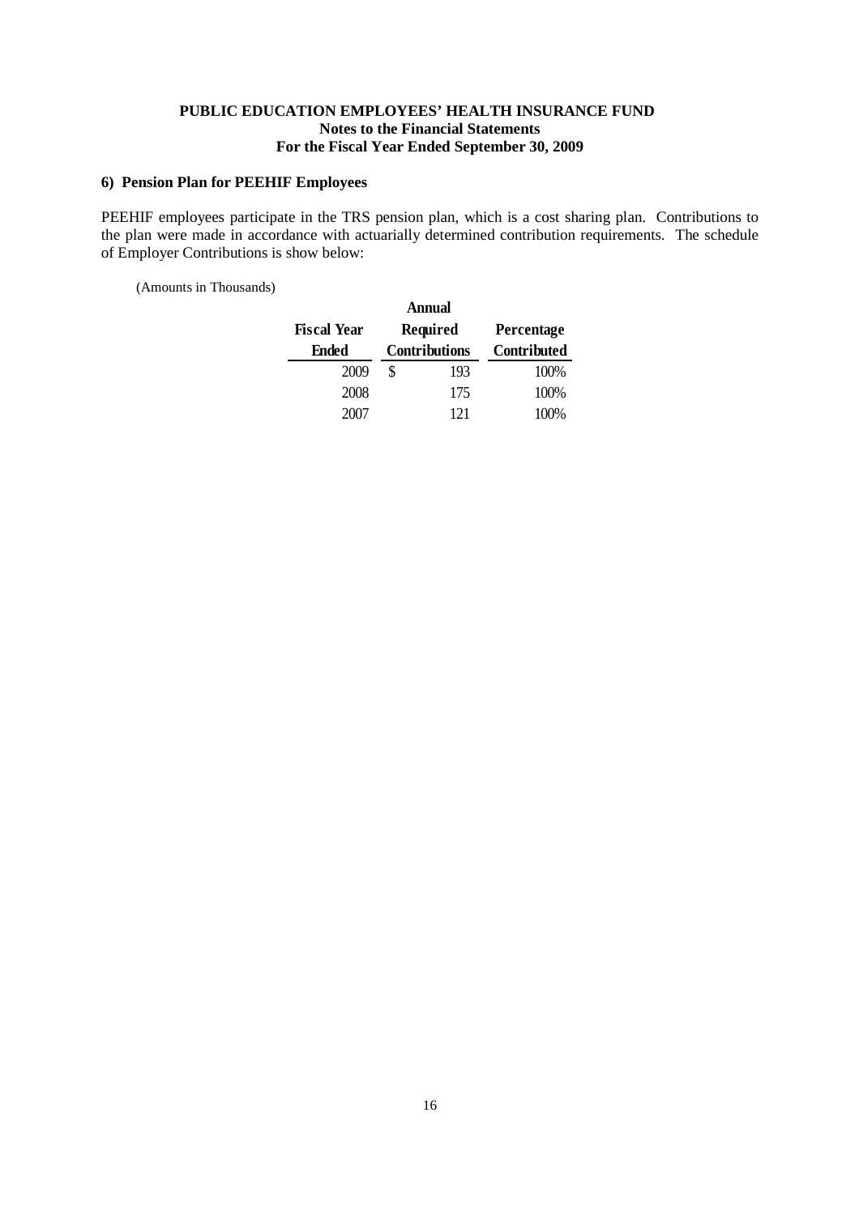### 6) Pension Plan for PEEHIF Employees

PEEHIF employees participate in the TRS pension plan, which is a cost sharing plan. Contributions to the plan were made in accordance with actuarially determined contribution requirements. The schedule of Employer Contributions is show below:

(Amounts in Thousands)

| Fiscal Year Ended | Annual Required Contributions | Percentage Contributed |
|---|---|---|
| 2009 | $ 193 | 100% |
| 2008 | 175 | 100% |
| 2007 | 121 | 100% |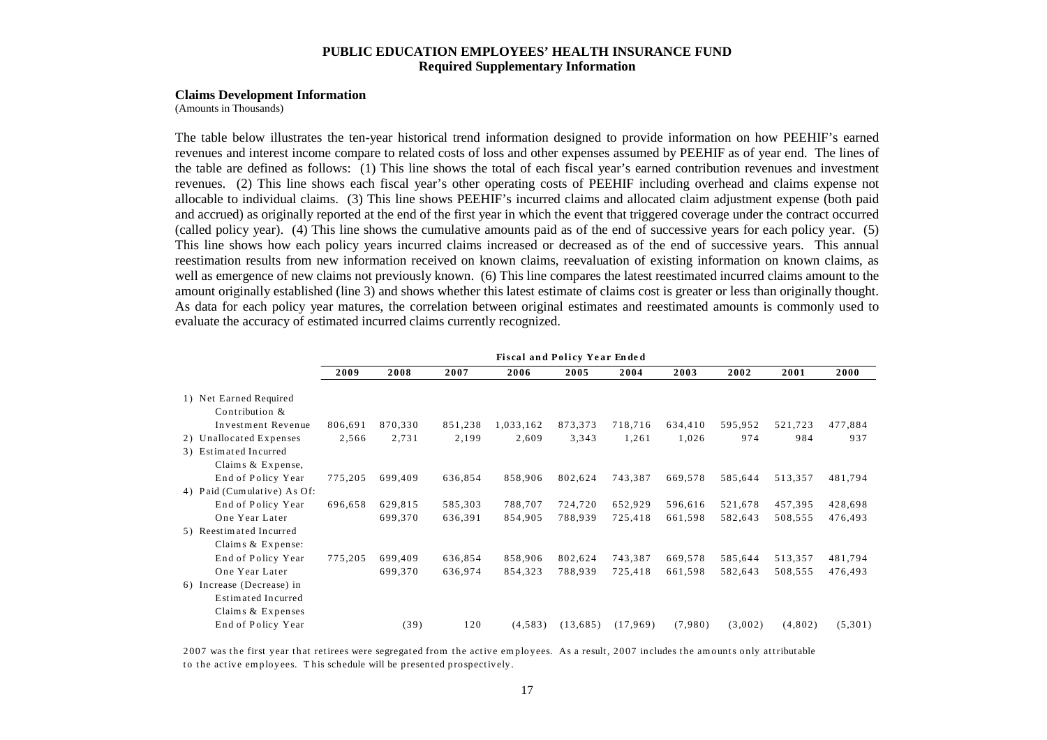**PUBLIC EDUCATION EMPLOYEES' HEALTH INSURANCE FUND**
**Required Supplementary Information**

**Claims Development Information**
(Amounts in Thousands)

The table below illustrates the ten-year historical trend information designed to provide information on how PEEHIF's earned revenues and interest income compare to related costs of loss and other expenses assumed by PEEHIF as of year end. The lines of the table are defined as follows: (1) This line shows the total of each fiscal year's earned contribution revenues and investment revenues. (2) This line shows each fiscal year's other operating costs of PEEHIF including overhead and claims expense not allocable to individual claims. (3) This line shows PEEHIF's incurred claims and allocated claim adjustment expense (both paid and accrued) as originally reported at the end of the first year in which the event that triggered coverage under the contract occurred (called policy year). (4) This line shows the cumulative amounts paid as of the end of successive years for each policy year. (5) This line shows how each policy years incurred claims increased or decreased as of the end of successive years. This annual reestimation results from new information received on known claims, reevaluation of existing information on known claims, as well as emergence of new claims not previously known. (6) This line compares the latest reestimated incurred claims amount to the amount originally established (line 3) and shows whether this latest estimate of claims cost is greater or less than originally thought. As data for each policy year matures, the correlation between original estimates and reestimated amounts is commonly used to evaluate the accuracy of estimated incurred claims currently recognized.

| | **Fiscal and Policy Year Ended** | | | | | | | | | |
|---|---|---|---|---|---|---|---|---|---|---|
| | **2009** | **2008** | **2007** | **2006** | **2005** | **2004** | **2003** | **2002** | **2001** | **2000** |
| 1) Net Earned Required Contribution & Investment Revenue | 806,691 | 870,330 | 851,238 | 1,033,162 | 873,373 | 718,716 | 634,410 | 595,952 | 521,723 | 477,884 |
| 2) Unallocated Expenses | 2,566 | 2,731 | 2,199 | 2,609 | 3,343 | 1,261 | 1,026 | 974 | 984 | 937 |
| 3) Estimated Incurred Claims & Expense, | | | | | | | | | | |
| End of Policy Year | 775,205 | 699,409 | 636,854 | 858,906 | 802,624 | 743,387 | 669,578 | 585,644 | 513,357 | 481,794 |
| 4) Paid (Cumulative) As Of: | | | | | | | | | | |
| End of Policy Year | 696,658 | 629,815 | 585,303 | 788,707 | 724,720 | 652,929 | 596,616 | 521,678 | 457,395 | 428,698 |
| One Year Later | | 699,370 | 636,391 | 854,905 | 788,939 | 725,418 | 661,598 | 582,643 | 508,555 | 476,493 |
| 5) Reestimated Incurred Claims & Expense: | | | | | | | | | | |
| End of Policy Year | 775,205 | 699,409 | 636,854 | 858,906 | 802,624 | 743,387 | 669,578 | 585,644 | 513,357 | 481,794 |
| One Year Later | | 699,370 | 636,974 | 854,323 | 788,939 | 725,418 | 661,598 | 582,643 | 508,555 | 476,493 |
| 6) Increase (Decrease) in Estimated Incurred Claims & Expenses | | | | | | | | | | |
| End of Policy Year | | (39) | 120 | (4,583) | (13,685) | (17,969) | (7,980) | (3,002) | (4,802) | (5,301) |

2007 was the first year that retirees were segregated from the active employees. As a result, 2007 includes the amounts only attributable to the active employees. This schedule will be presented prospectively.